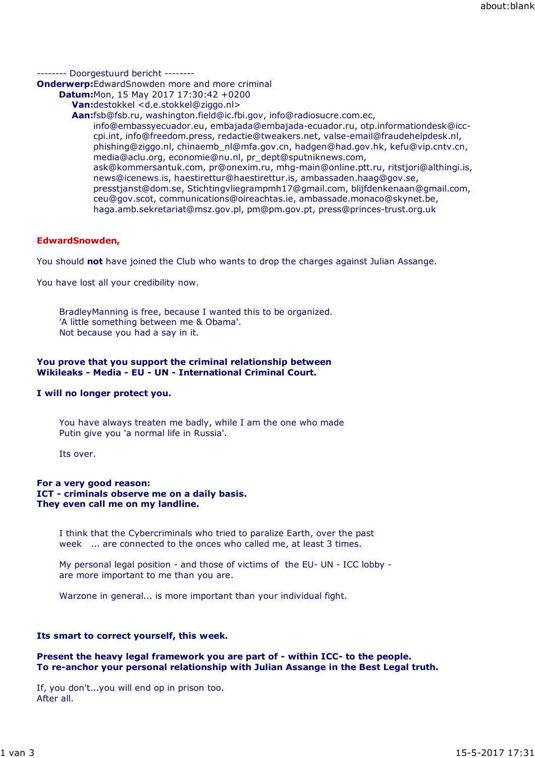-------- Doorgestuurd bericht --------

**Onderwerp:** EdwardSnowden more and more criminal
**Datum:** Mon, 15 May 2017 17:30:42 +0200
**Van:** destokkel <d.e.stokkel@ziggo.nl>
**Aan:** fsb@fsb.ru, washington.field@ic.fbi.gov, info@radiosucre.com.ec, info@embassyecuador.eu, embajada@embajada-ecuador.ru, otp.informationdesk@icc-cpi.int, info@freedom.press, redactie@tweakers.net, valse-email@fraudehelpdesk.nl, phishing@ziggo.nl, chinaemb_nl@mfa.gov.cn, hadgen@had.gov.hk, kefu@vip.cntv.cn, media@aclu.org, economie@nu.nl, pr_dept@sputniknews.com, ask@kommersantuk.com, pr@onexim.ru, mhg-main@online.ptt.ru, ritstjori@althingi.is, news@icenews.is, haestirettur@haestirettur.is, ambassaden.haag@gov.se, presstjanst@dom.se, Stichtingvliegrampmh17@gmail.com, blijfdenkenaan@gmail.com, ceu@gov.scot, communications@oireachtas.ie, ambassade.monaco@skynet.be, haga.amb.sekretariat@msz.gov.pl, pm@pm.gov.pt, press@princes-trust.org.uk

**EdwardSnowden,**

You should **not** have joined the Club who wants to drop the charges against Julian Assange.

You have lost all your credibility now.

> BradleyManning is free, because I wanted this to be organized.
> 'A little something between me & Obama'.
> Not because you had a say in it.

**You prove that you support the criminal relationship between Wikileaks - Media - EU - UN - International Criminal Court.**

**I will no longer protect you.**

> You have always treaten me badly, while I am the one who made Putin give you 'a normal life in Russia'.
>
> Its over.

**For a very good reason:**
**ICT - criminals observe me on a daily basis.**
**They even call me on my landline.**

> I think that the Cybercriminals who tried to paralize Earth, over the past week ... are connected to the onces who called me, at least 3 times.
>
> My personal legal position - and those of victims of the EU- UN - ICC lobby - are more important to me than you are.
>
> Warzone in general... is more important than your individual fight.

**Its smart to correct yourself, this week.**

**Present the heavy legal framework you are part of - within ICC- to the people.**
**To re-anchor your personal relationship with Julian Assange in the Best Legal truth.**

If, you don't...you will end op in prison too.
After all.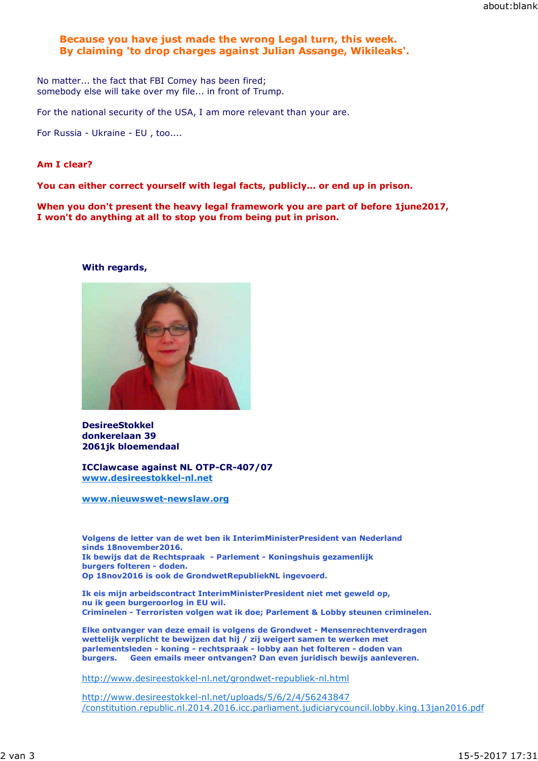**Because you have just made the wrong Legal turn, this week.**
**By claiming 'to drop charges against Julian Assange, Wikileaks'.**

No matter... the fact that FBI Comey has been fired;
somebody else will take over my file... in front of Trump.

For the national security of the USA, I am more relevant than your are.

For Russia - Ukraine - EU , too....

**Am I clear?**

**You can either correct yourself with legal facts, publicly... or end up in prison.**

**When you don't present the heavy legal framework you are part of before 1june2017,**
**I won't do anything at all to stop you from being put in prison.**

**With regards,**

**DesireeStokkel**
**donkerelaan 39**
**2061jk bloemendaal**

**ICClawcase against NL OTP-CR-407/07**
**www.desireestokkel-nl.net**

**www.nieuwswet-newslaw.org**

**Volgens de letter van de wet ben ik InterimMinisterPresident van Nederland**
**sinds 18november2016.**
**Ik bewijs dat de Rechtspraak - Parlement - Koningshuis gezamenlijk**
**burgers folteren - doden.**
**Op 18nov2016 is ook de GrondwetRepubliekNL ingevoerd.**

**Ik eis mijn arbeidscontract InterimMinisterPresident niet met geweld op,**
**nu ik geen burgeroorlog in EU wil.**
**Criminelen - Terroristen volgen wat ik doe; Parlement & Lobby steunen criminelen.**

**Elke ontvanger van deze email is volgens de Grondwet - Mensenrechtenverdragen**
**wettelijk verplicht te bewijzen dat hij / zij weigert samen te werken met**
**parlementsleden - koning - rechtspraak - lobby aan het folteren - doden van**
**burgers. Geen emails meer ontvangen? Dan even juridisch bewijs aanleveren.**

http://www.desireestokkel-nl.net/grondwet-republiek-nl.html

http://www.desireestokkel-nl.net/uploads/5/6/2/4/56243847/constitution.republic.nl.2014.2016.icc.parliament.judiciarycouncil.lobby.king.13jan2016.pdf